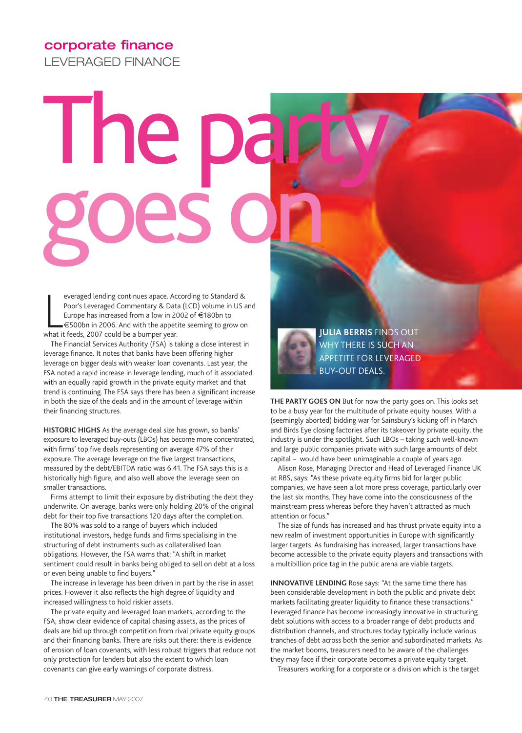corporate finance

LEVERAGED FINANCE

# The party goes on

**JULIA BERRIS** FINDS OUT WHY THERE IS SUCH AN APPETITE FOR LEVERAGED BUY-OUT DEALS.

Leveraged lending continues apace. According to Standard & Poor's Leveraged Commentary & Data (LCD) volume in US and Europe has increased from a low in 2002 of €180bn to €500bn in 2006. And with the appetite seeming to grow on what it feeds, 2007 could be a bumper year.

The Financial Services Authority (FSA) is taking a close interest in leverage finance. It notes that banks have been offering higher leverage on bigger deals with weaker loan covenants. Last year, the FSA noted a rapid increase in leverage lending, much of it associated with an equally rapid growth in the private equity market and that trend is continuing. The FSA says there has been a significant increase in both the size of the deals and in the amount of leverage within their financing structures.

**HISTORIC HIGHS** As the average deal size has grown, so banks' exposure to leveraged buy-outs (LBOs) has become more concentrated, with firms' top five deals representing on average 47% of their exposure. The average leverage on the five largest transactions, measured by the debt/EBITDA ratio was 6.41. The FSA says this is a historically high figure, and also well above the leverage seen on smaller transactions.

Firms attempt to limit their exposure by distributing the debt they underwrite. On average, banks were only holding 20% of the original debt for their top five transactions 120 days after the completion.

The 80% was sold to a range of buyers which included institutional investors, hedge funds and firms specialising in the structuring of debt instruments such as collateralised loan obligations. However, the FSA warns that: "A shift in market sentiment could result in banks being obliged to sell on debt at a loss or even being unable to find buyers."

The increase in leverage has been driven in part by the rise in asset prices. However it also reflects the high degree of liquidity and increased willingness to hold riskier assets.

The private equity and leveraged loan markets, according to the FSA, show clear evidence of capital chasing assets, as the prices of deals are bid up through competition from rival private equity groups and their financing banks. There are risks out there: there is evidence of erosion of loan covenants, with less robust triggers that reduce not only protection for lenders but also the extent to which loan covenants can give early warnings of corporate distress.

**THE PARTY GOES ON** But for now the party goes on. This looks set to be a busy year for the multitude of private equity houses. With a (seemingly aborted) bidding war for Sainsbury's kicking off in March and Birds Eye closing factories after its takeover by private equity, the industry is under the spotlight. Such LBOs – taking such well-known and large public companies private with such large amounts of debt capital – would have been unimaginable a couple of years ago.

Alison Rose, Managing Director and Head of Leveraged Finance UK at RBS, says: "As these private equity firms bid for larger public companies, we have seen a lot more press coverage, particularly over the last six months. They have come into the consciousness of the mainstream press whereas before they haven't attracted as much attention or focus."

The size of funds has increased and has thrust private equity into a new realm of investment opportunities in Europe with significantly larger targets. As fundraising has increased, larger transactions have become accessible to the private equity players and transactions with a multibillion price tag in the public arena are viable targets.

**INNOVATIVE LENDING** Rose says: "At the same time there has been considerable development in both the public and private debt markets facilitating greater liquidity to finance these transactions." Leveraged finance has become increasingly innovative in structuring debt solutions with access to a broader range of debt products and distribution channels, and structures today typically include various tranches of debt across both the senior and subordinated markets. As the market booms, treasurers need to be aware of the challenges they may face if their corporate becomes a private equity target.

Treasurers working for a corporate or a division which is the target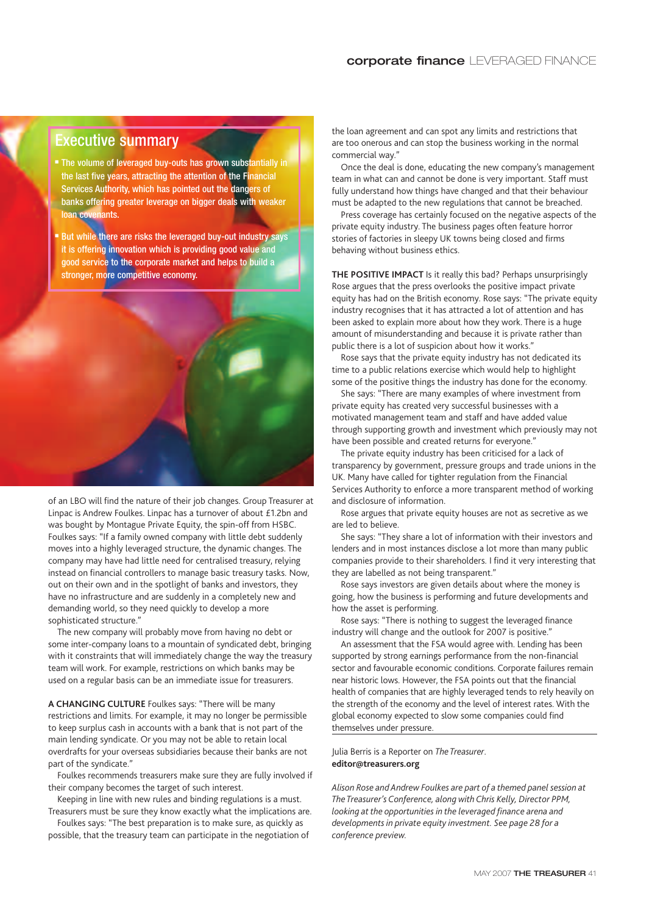## Executive summary

- The volume of leveraged buy-outs has grown substantially in the last five years, attracting the attention of the Financial Services Authority, which has pointed out the dangers of banks offering greater leverage on bigger deals with weaker loan covenants.
- But while there are risks the leveraged buy-out industry says it is offering innovation which is providing good value and good service to the corporate market and helps to build a stronger, more competitive economy.

of an LBO will find the nature of their job changes. Group Treasurer at Linpac is Andrew Foulkes. Linpac has a turnover of about £1.2bn and was bought by Montague Private Equity, the spin-off from HSBC. Foulkes says: "If a family owned company with little debt suddenly moves into a highly leveraged structure, the dynamic changes. The company may have had little need for centralised treasury, relying instead on financial controllers to manage basic treasury tasks. Now, out on their own and in the spotlight of banks and investors, they have no infrastructure and are suddenly in a completely new and demanding world, so they need quickly to develop a more sophisticated structure."

The new company will probably move from having no debt or some inter-company loans to a mountain of syndicated debt, bringing with it constraints that will immediately change the way the treasury team will work. For example, restrictions on which banks may be used on a regular basis can be an immediate issue for treasurers.

**A CHANGING CULTURE** Foulkes says: "There will be many restrictions and limits. For example, it may no longer be permissible to keep surplus cash in accounts with a bank that is not part of the main lending syndicate. Or you may not be able to retain local overdrafts for your overseas subsidiaries because their banks are not part of the syndicate."

Foulkes recommends treasurers make sure they are fully involved if their company becomes the target of such interest.

Keeping in line with new rules and binding regulations is a must. Treasurers must be sure they know exactly what the implications are.

Foulkes says: "The best preparation is to make sure, as quickly as possible, that the treasury team can participate in the negotiation of the loan agreement and can spot any limits and restrictions that are too onerous and can stop the business working in the normal commercial way."

Once the deal is done, educating the new company's management team in what can and cannot be done is very important. Staff must fully understand how things have changed and that their behaviour must be adapted to the new regulations that cannot be breached.

Press coverage has certainly focused on the negative aspects of the private equity industry. The business pages often feature horror stories of factories in sleepy UK towns being closed and firms behaving without business ethics.

**THE POSITIVE IMPACT** Is it really this bad? Perhaps unsurprisingly Rose argues that the press overlooks the positive impact private equity has had on the British economy. Rose says: "The private equity industry recognises that it has attracted a lot of attention and has been asked to explain more about how they work. There is a huge amount of misunderstanding and because it is private rather than public there is a lot of suspicion about how it works."

Rose says that the private equity industry has not dedicated its time to a public relations exercise which would help to highlight some of the positive things the industry has done for the economy.

She says: "There are many examples of where investment from private equity has created very successful businesses with a motivated management team and staff and have added value through supporting growth and investment which previously may not have been possible and created returns for everyone."

The private equity industry has been criticised for a lack of transparency by government, pressure groups and trade unions in the UK. Many have called for tighter regulation from the Financial Services Authority to enforce a more transparent method of working and disclosure of information.

Rose argues that private equity houses are not as secretive as we are led to believe.

She says: "They share a lot of information with their investors and lenders and in most instances disclose a lot more than many public companies provide to their shareholders. I find it very interesting that they are labelled as not being transparent."

Rose says investors are given details about where the money is going, how the business is performing and future developments and how the asset is performing.

Rose says: "There is nothing to suggest the leveraged finance industry will change and the outlook for 2007 is positive."

An assessment that the FSA would agree with. Lending has been supported by strong earnings performance from the non-financial sector and favourable economic conditions. Corporate failures remain near historic lows. However, the FSA points out that the financial health of companies that are highly leveraged tends to rely heavily on the strength of the economy and the level of interest rates. With the global economy expected to slow some companies could find themselves under pressure.

Julia Berris is a Reporter on *The Treasurer*.
**editor@treasurers.org**

*Alison Rose and Andrew Foulkes are part of a themed panel session at The Treasurer's Conference, along with Chris Kelly, Director PPM, looking at the opportunities in the leveraged finance arena and developments in private equity investment. See page 28 for a conference preview.*